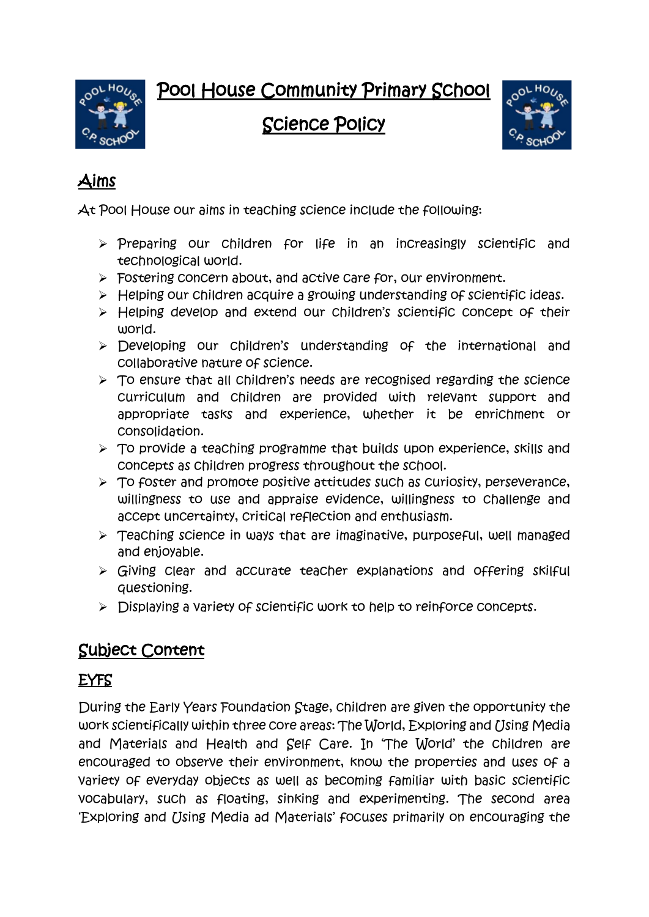# Pool House Community Primary School

# Science Policy

## Aims

At Pool House our aims in teaching science include the following:

- Preparing our children for life in an increasingly scientific and technological world.
- Fostering concern about, and active care for, our environment.
- Helping our children acquire a growing understanding of scientific ideas.
- Helping develop and extend our children's scientific concept of their world.
- Developing our children's understanding of the international and collaborative nature of science.
- To ensure that all children's needs are recognised regarding the science curriculum and children are provided with relevant support and appropriate tasks and experience, whether it be enrichment or consolidation.
- To provide a teaching programme that builds upon experience, skills and concepts as children progress throughout the school.
- To foster and promote positive attitudes such as curiosity, perseverance, willingness to use and appraise evidence, willingness to challenge and accept uncertainty, critical reflection and enthusiasm.
- Teaching science in ways that are imaginative, purposeful, well managed and enjoyable.
- Giving clear and accurate teacher explanations and offering skilful questioning.
- Displaying a variety of scientific work to help to reinforce concepts.

## Subject Content

### EYFS

During the Early Years Foundation Stage, children are given the opportunity the work scientifically within three core areas: The World, Exploring and Using Media and Materials and Health and Self Care. In 'The World' the children are encouraged to observe their environment, know the properties and uses of a variety of everyday objects as well as becoming familiar with basic scientific vocabulary, such as floating, sinking and experimenting. The second area 'Exploring and Using Media ad Materials' focuses primarily on encouraging the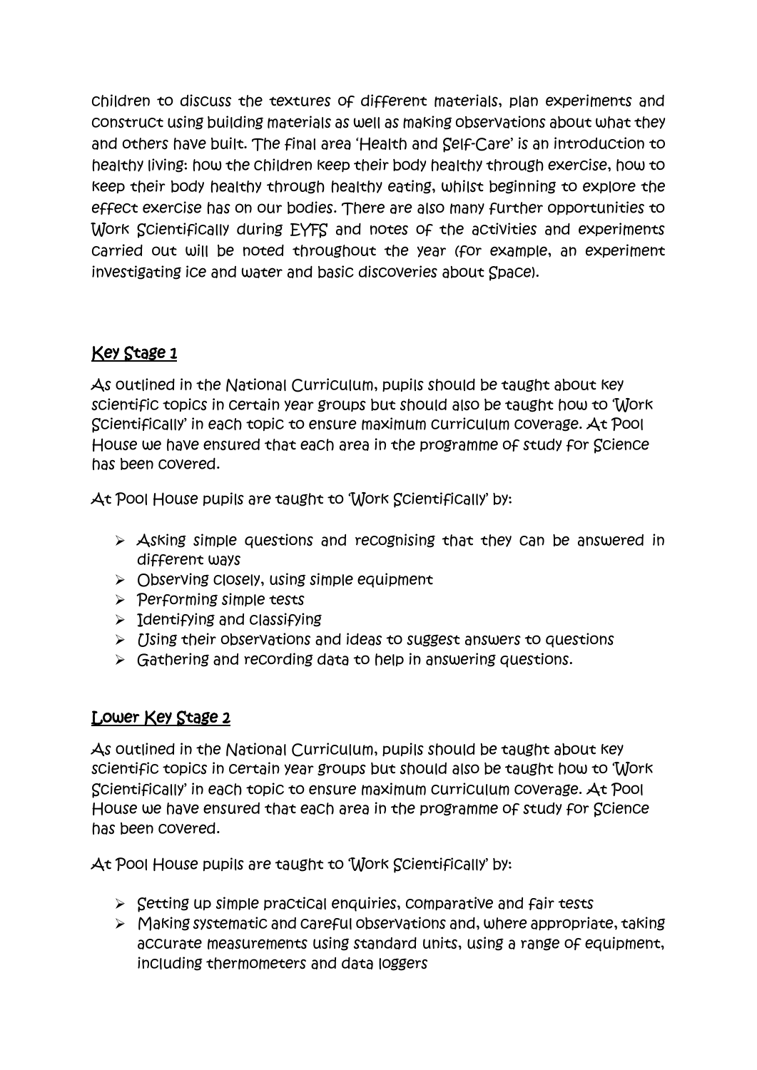children to discuss the textures of different materials, plan experiments and construct using building materials as well as making observations about what they and others have built. The final area 'Health and Self-Care' is an introduction to healthy living: how the children keep their body healthy through exercise, how to keep their body healthy through healthy eating, whilst beginning to explore the effect exercise has on our bodies. There are also many further opportunities to Work Scientifically during EYFS and notes of the activities and experiments carried out will be noted throughout the year (for example, an experiment investigating ice and water and basic discoveries about Space).

## Key Stage 1

As outlined in the National Curriculum, pupils should be taught about key scientific topics in certain year groups but should also be taught how to 'Work Scientifically' in each topic to ensure maximum curriculum coverage. At Pool House we have ensured that each area in the programme of study for Science has been covered.

At Pool House pupils are taught to 'Work Scientifically' by:

- Asking simple questions and recognising that they can be answered in different ways
- Observing closely, using simple equipment
- Performing simple tests
- Identifying and classifying
- Using their observations and ideas to suggest answers to questions
- Gathering and recording data to help in answering questions.

## Lower Key Stage 2

As outlined in the National Curriculum, pupils should be taught about key scientific topics in certain year groups but should also be taught how to 'Work Scientifically' in each topic to ensure maximum curriculum coverage. At Pool House we have ensured that each area in the programme of study for Science has been covered.

At Pool House pupils are taught to 'Work Scientifically' by:

- Setting up simple practical enquiries, comparative and fair tests
- Making systematic and careful observations and, where appropriate, taking accurate measurements using standard units, using a range of equipment, including thermometers and data loggers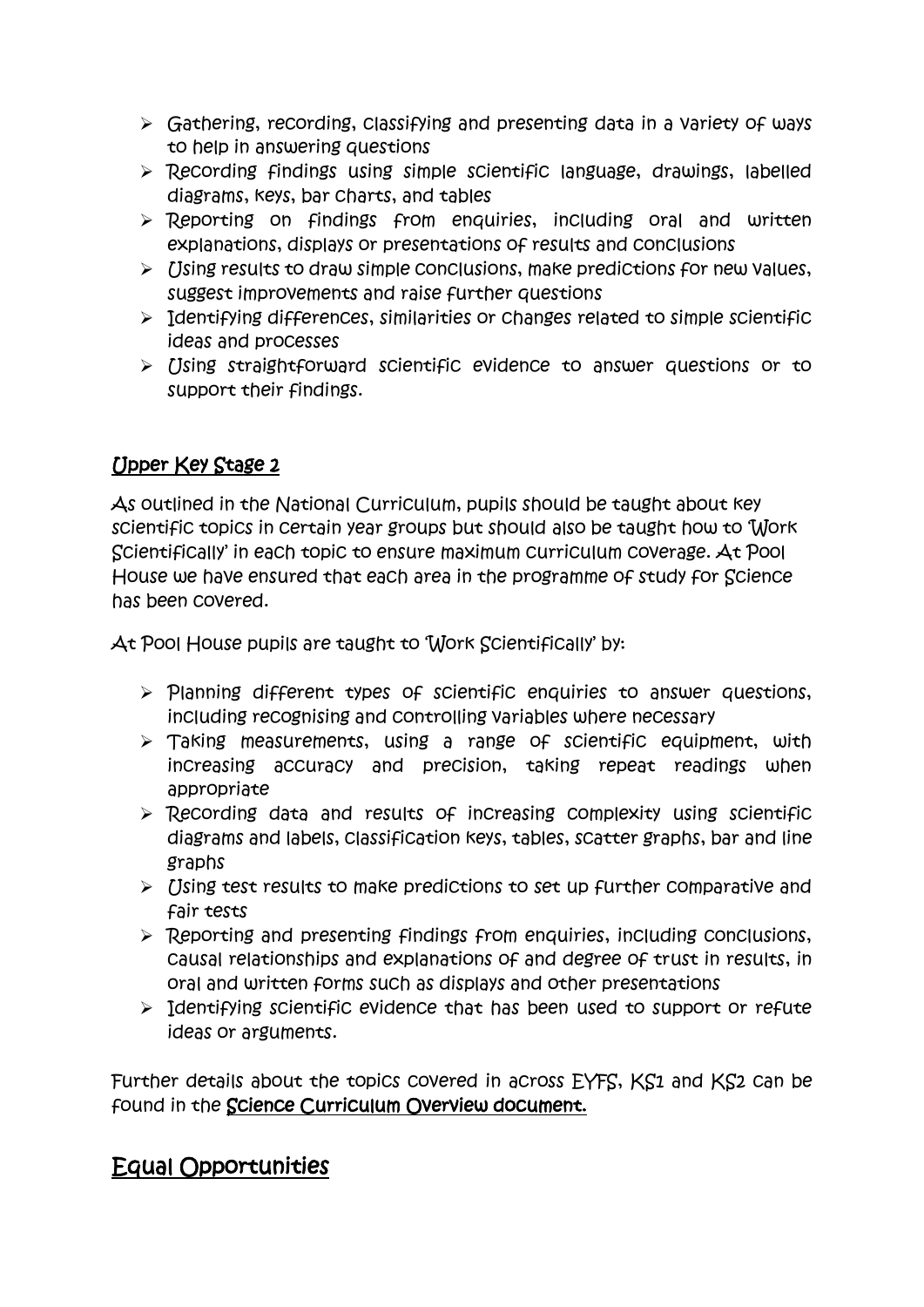- Gathering, recording, classifying and presenting data in a variety of ways to help in answering questions
- Recording findings using simple scientific language, drawings, labelled diagrams, keys, bar charts, and tables
- Reporting on findings from enquiries, including oral and written explanations, displays or presentations of results and conclusions
- Using results to draw simple conclusions, make predictions for new values, suggest improvements and raise further questions
- Identifying differences, similarities or changes related to simple scientific ideas and processes
- Using straightforward scientific evidence to answer questions or to support their findings.

### Upper Key Stage 2

As outlined in the National Curriculum, pupils should be taught about key scientific topics in certain year groups but should also be taught how to 'Work Scientifically' in each topic to ensure maximum curriculum coverage. At Pool House we have ensured that each area in the programme of study for Science has been covered.

At Pool House pupils are taught to 'Work Scientifically' by:

- Planning different types of scientific enquiries to answer questions, including recognising and controlling variables where necessary
- Taking measurements, using a range of scientific equipment, with increasing accuracy and precision, taking repeat readings when appropriate
- Recording data and results of increasing complexity using scientific diagrams and labels, classification keys, tables, scatter graphs, bar and line graphs
- Using test results to make predictions to set up further comparative and fair tests
- Reporting and presenting findings from enquiries, including conclusions, causal relationships and explanations of and degree of trust in results, in oral and written forms such as displays and other presentations
- Identifying scientific evidence that has been used to support or refute ideas or arguments.

Further details about the topics covered in across EYFS, KS1 and KS2 can be found in the **Science Curriculum Overview document.**

## Equal Opportunities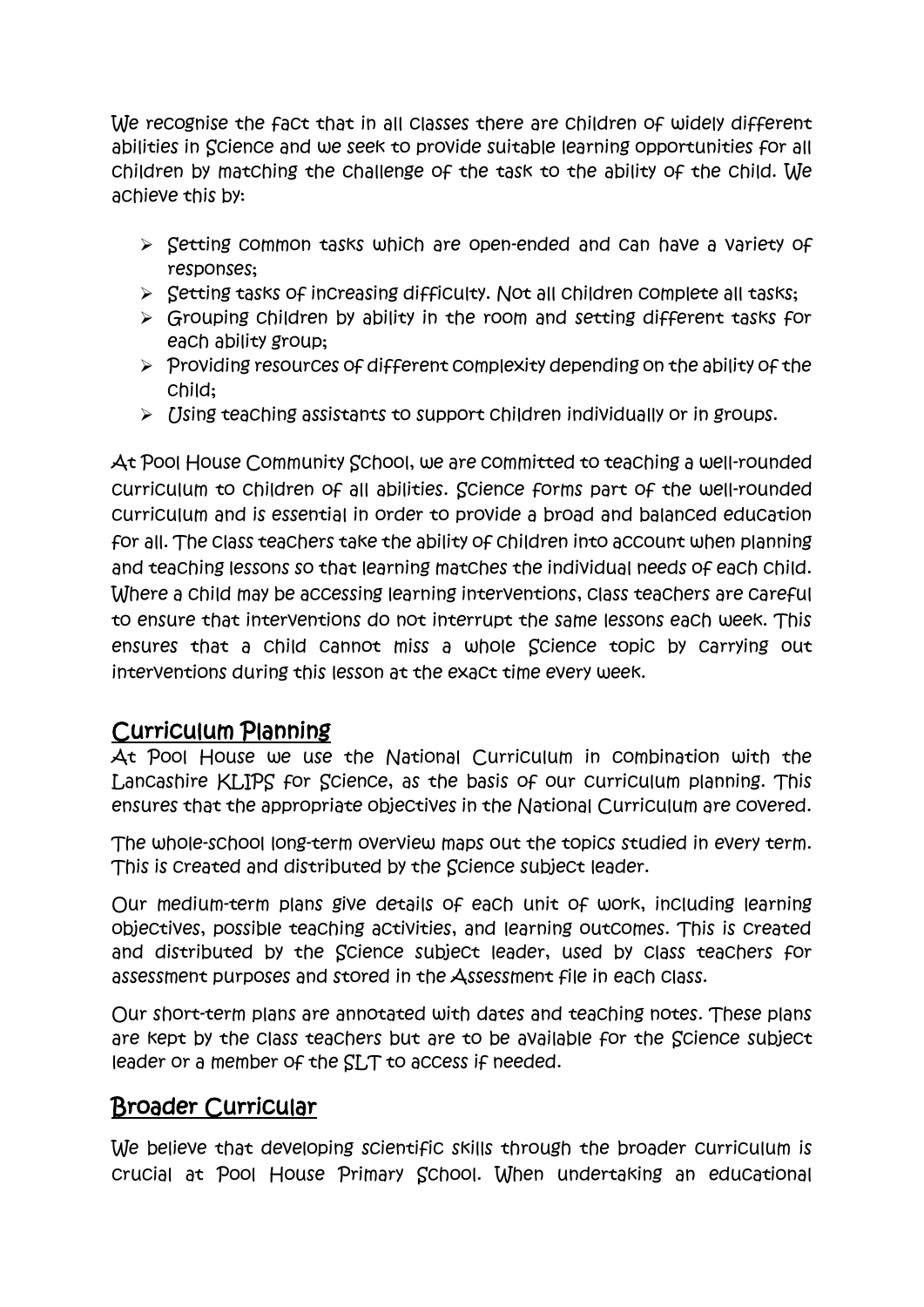We recognise the fact that in all classes there are children of widely different abilities in Science and we seek to provide suitable learning opportunities for all children by matching the challenge of the task to the ability of the child. We achieve this by:

- Setting common tasks which are open-ended and can have a variety of responses;
- Setting tasks of increasing difficulty. Not all children complete all tasks;
- Grouping children by ability in the room and setting different tasks for each ability group;
- Providing resources of different complexity depending on the ability of the child;
- Using teaching assistants to support children individually or in groups.

At Pool House Community School, we are committed to teaching a well-rounded curriculum to children of all abilities. Science forms part of the well-rounded curriculum and is essential in order to provide a broad and balanced education for all. The class teachers take the ability of children into account when planning and teaching lessons so that learning matches the individual needs of each child. Where a child may be accessing learning interventions, class teachers are careful to ensure that interventions do not interrupt the same lessons each week. This ensures that a child cannot miss a whole Science topic by carrying out interventions during this lesson at the exact time every week.

## Curriculum Planning

At Pool House we use the National Curriculum in combination with the Lancashire KLIPS for Science, as the basis of our curriculum planning. This ensures that the appropriate objectives in the National Curriculum are covered.

The whole-school long-term overview maps out the topics studied in every term. This is created and distributed by the Science subject leader.

Our medium-term plans give details of each unit of work, including learning objectives, possible teaching activities, and learning outcomes. This is created and distributed by the Science subject leader, used by class teachers for assessment purposes and stored in the Assessment file in each class.

Our short-term plans are annotated with dates and teaching notes. These plans are kept by the class teachers but are to be available for the Science subject leader or a member of the SLT to access if needed.

## Broader Curricular

We believe that developing scientific skills through the broader curriculum is crucial at Pool House Primary School. When undertaking an educational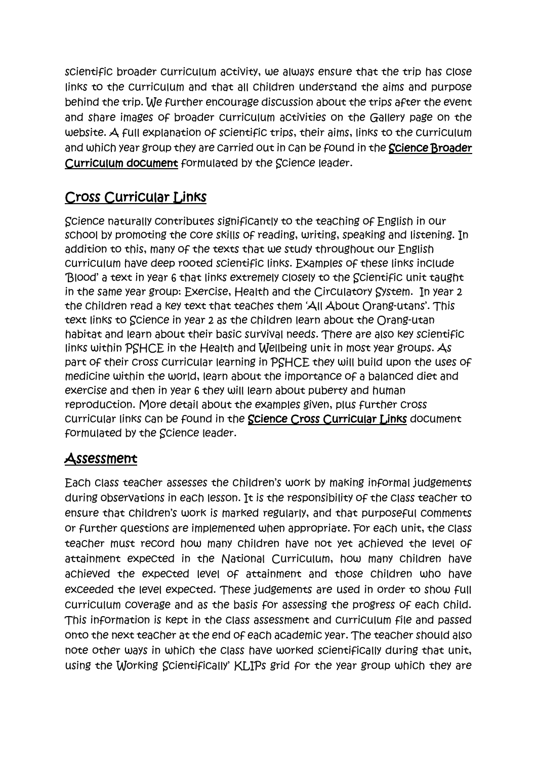scientific broader curriculum activity, we always ensure that the trip has close links to the curriculum and that all children understand the aims and purpose behind the trip. We further encourage discussion about the trips after the event and share images of broader curriculum activities on the Gallery page on the website. A full explanation of scientific trips, their aims, links to the curriculum and which year group they are carried out in can be found in the **Science Broader Curriculum document** formulated by the Science leader.

## Cross Curricular Links

Science naturally contributes significantly to the teaching of English in our school by promoting the core skills of reading, writing, speaking and listening. In addition to this, many of the texts that we study throughout our English curriculum have deep rooted scientific links. Examples of these links include 'Blood' a text in year 6 that links extremely closely to the Scientific unit taught in the same year group: Exercise, Health and the Circulatory System. In year 2 the children read a key text that teaches them 'All About Orang-utans'. This text links to Science in year 2 as the children learn about the Orang-utan habitat and learn about their basic survival needs. There are also key scientific links within PSHCE in the Health and Wellbeing unit in most year groups. As part of their cross curricular learning in PSHCE they will build upon the uses of medicine within the world, learn about the importance of a balanced diet and exercise and then in year 6 they will learn about puberty and human reproduction. More detail about the examples given, plus further cross curricular links can be found in the **Science Cross Curricular Links** document formulated by the Science leader.

## Assessment

Each class teacher assesses the children's work by making informal judgements during observations in each lesson. It is the responsibility of the class teacher to ensure that children's work is marked regularly, and that purposeful comments or further questions are implemented when appropriate. For each unit, the class teacher must record how many children have not yet achieved the level of attainment expected in the National Curriculum, how many children have achieved the expected level of attainment and those children who have exceeded the level expected. These judgements are used in order to show full curriculum coverage and as the basis for assessing the progress of each child. This information is kept in the class assessment and curriculum file and passed onto the next teacher at the end of each academic year. The teacher should also note other ways in which the class have worked scientifically during that unit, using the Working Scientifically' KLIPs grid for the year group which they are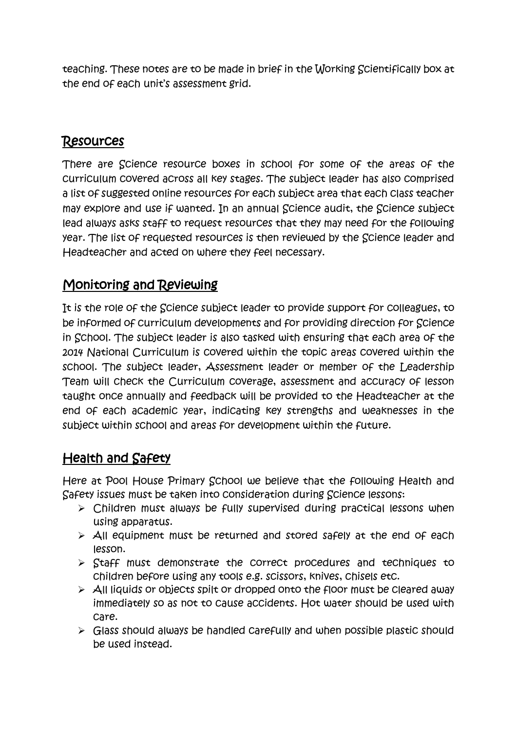teaching. These notes are to be made in brief in the Working Scientifically box at the end of each unit's assessment grid.

## Resources

There are Science resource boxes in school for some of the areas of the curriculum covered across all key stages. The subject leader has also comprised a list of suggested online resources for each subject area that each class teacher may explore and use if wanted. In an annual Science audit, the Science subject lead always asks staff to request resources that they may need for the following year. The list of requested resources is then reviewed by the Science leader and Headteacher and acted on where they feel necessary.

## Monitoring and Reviewing

It is the role of the Science subject leader to provide support for colleagues, to be informed of curriculum developments and for providing direction for Science in School. The subject leader is also tasked with ensuring that each area of the 2014 National Curriculum is covered within the topic areas covered within the school. The subject leader, Assessment leader or member of the Leadership Team will check the Curriculum coverage, assessment and accuracy of lesson taught once annually and feedback will be provided to the Headteacher at the end of each academic year, indicating key strengths and weaknesses in the subject within school and areas for development within the future.

## Health and Safety

Here at Pool House Primary School we believe that the following Health and Safety issues must be taken into consideration during Science lessons:

- Children must always be fully supervised during practical lessons when using apparatus.
- All equipment must be returned and stored safely at the end of each lesson.
- Staff must demonstrate the correct procedures and techniques to children before using any tools e.g. scissors, knives, chisels etc.
- All liquids or objects spilt or dropped onto the floor must be cleared away immediately so as not to cause accidents. Hot water should be used with care.
- Glass should always be handled carefully and when possible plastic should be used instead.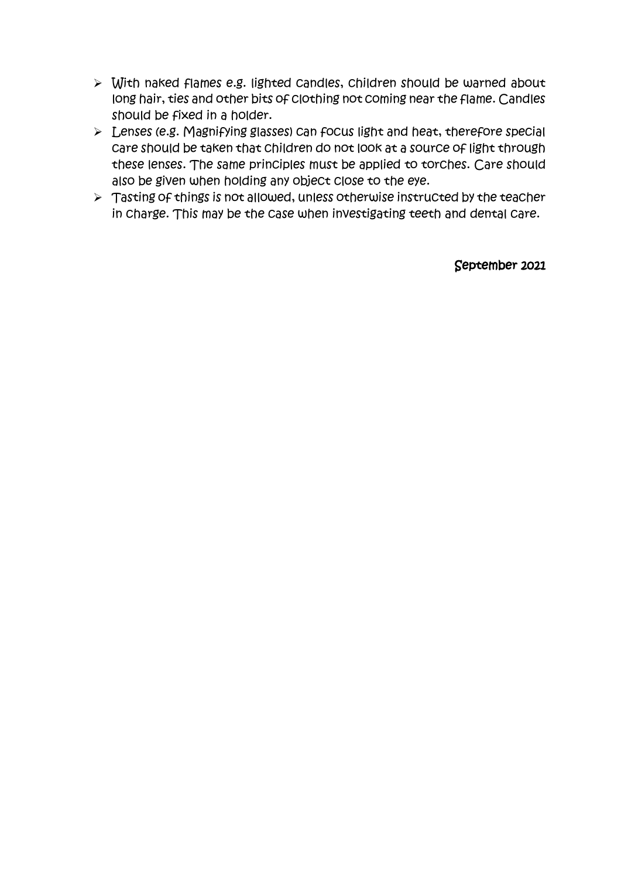- With naked flames e.g. lighted candles, children should be warned about long hair, ties and other bits of clothing not coming near the flame. Candles should be fixed in a holder.
- Lenses (e.g. Magnifying glasses) can focus light and heat, therefore special care should be taken that children do not look at a source of light through these lenses. The same principles must be applied to torches. Care should also be given when holding any object close to the eye.
- Tasting of things is not allowed, unless otherwise instructed by the teacher in charge. This may be the case when investigating teeth and dental care.

September 2021